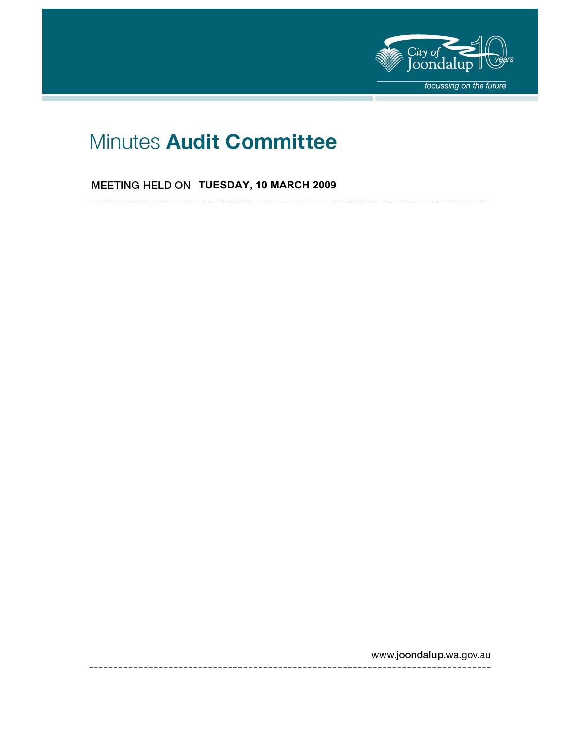City of Joondalup 10 years

focussing on the future

# Minutes Audit Committee

MEETING HELD ON **TUESDAY, 10 MARCH 2009**

www.joondalup.wa.gov.au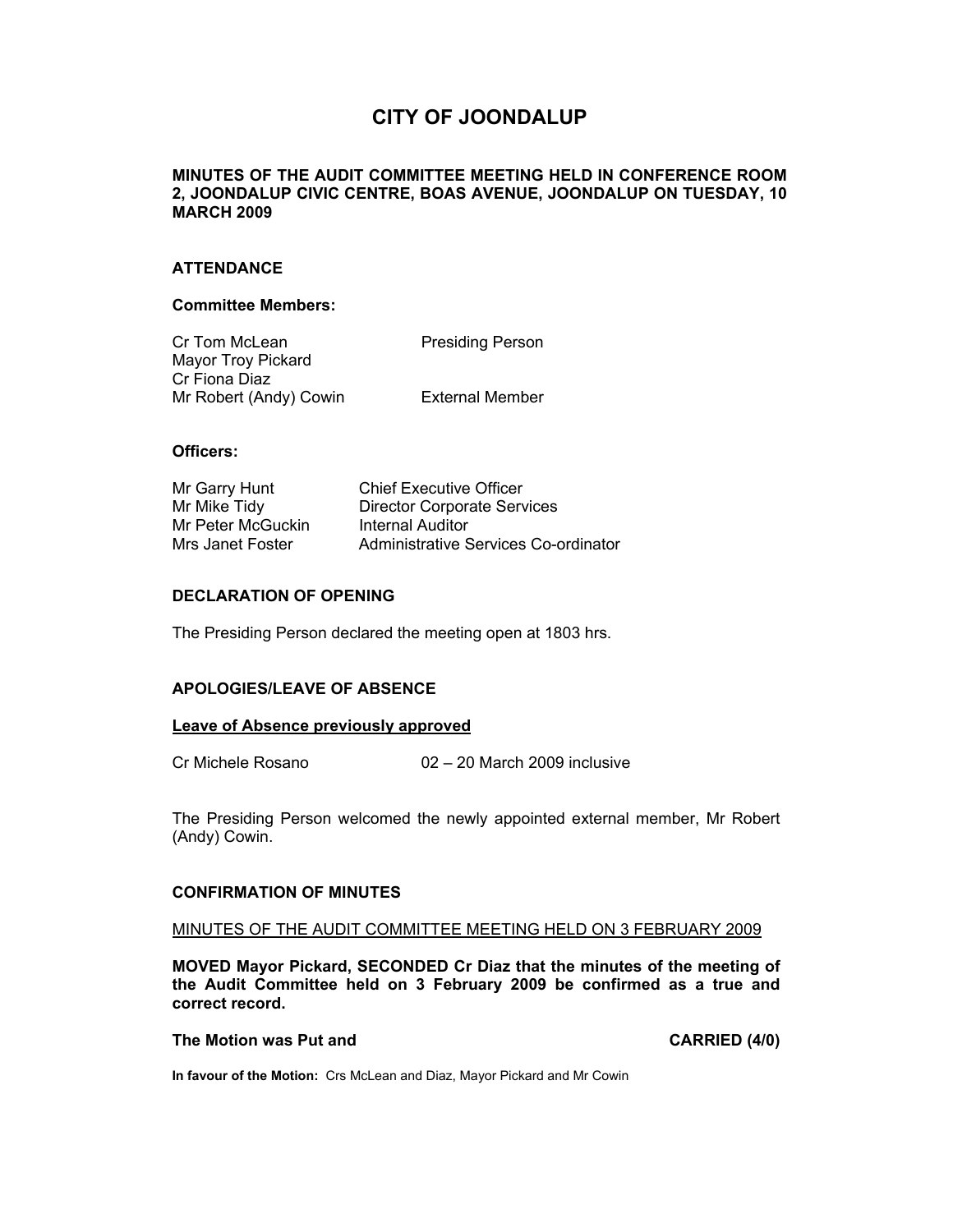# CITY OF JOONDALUP

**MINUTES OF THE AUDIT COMMITTEE MEETING HELD IN CONFERENCE ROOM 2, JOONDALUP CIVIC CENTRE, BOAS AVENUE, JOONDALUP ON TUESDAY, 10 MARCH 2009**

## ATTENDANCE

### Committee Members:

| | |
|---|---|
| Cr Tom McLean | Presiding Person |
| Mayor Troy Pickard | |
| Cr Fiona Diaz | |
| Mr Robert (Andy) Cowin | External Member |

### Officers:

| | |
|---|---|
| Mr Garry Hunt | Chief Executive Officer |
| Mr Mike Tidy | Director Corporate Services |
| Mr Peter McGuckin | Internal Auditor |
| Mrs Janet Foster | Administrative Services Co-ordinator |

## DECLARATION OF OPENING

The Presiding Person declared the meeting open at 1803 hrs.

## APOLOGIES/LEAVE OF ABSENCE

**Leave of Absence previously approved**

Cr Michele Rosano 02 – 20 March 2009 inclusive

The Presiding Person welcomed the newly appointed external member, Mr Robert (Andy) Cowin.

## CONFIRMATION OF MINUTES

MINUTES OF THE AUDIT COMMITTEE MEETING HELD ON 3 FEBRUARY 2009

**MOVED Mayor Pickard, SECONDED Cr Diaz that the minutes of the meeting of the Audit Committee held on 3 February 2009 be confirmed as a true and correct record.**

**The Motion was Put and CARRIED (4/0)**

**In favour of the Motion:** Crs McLean and Diaz, Mayor Pickard and Mr Cowin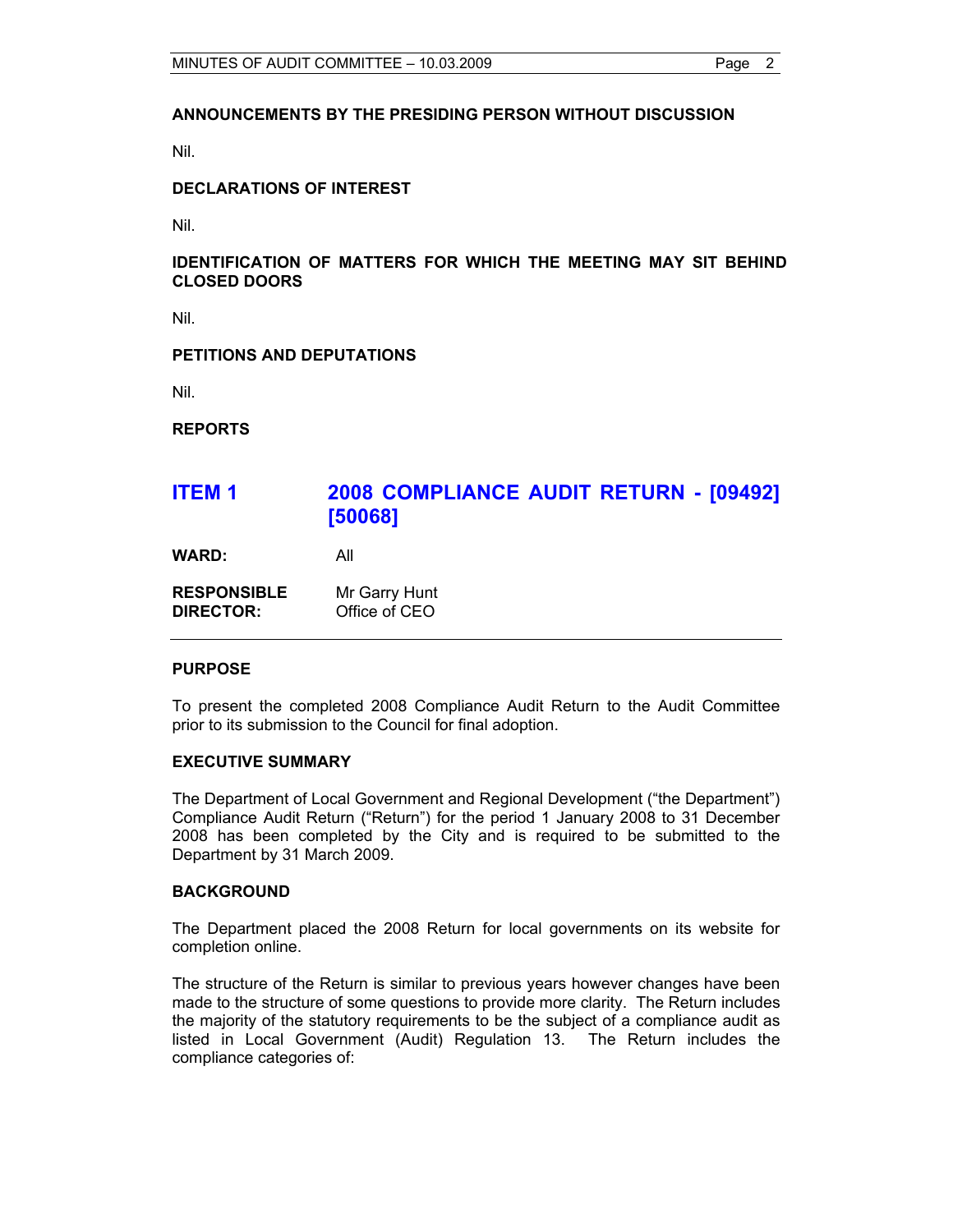**ANNOUNCEMENTS BY THE PRESIDING PERSON WITHOUT DISCUSSION**

Nil.

**DECLARATIONS OF INTEREST**

Nil.

**IDENTIFICATION OF MATTERS FOR WHICH THE MEETING MAY SIT BEHIND CLOSED DOORS**

Nil.

**PETITIONS AND DEPUTATIONS**

Nil.

**REPORTS**

## ITEM 1 2008 COMPLIANCE AUDIT RETURN - [09492] [50068]

**WARD:** All

**RESPONSIBLE DIRECTOR:** Mr Garry Hunt
Office of CEO

---

**PURPOSE**

To present the completed 2008 Compliance Audit Return to the Audit Committee prior to its submission to the Council for final adoption.

**EXECUTIVE SUMMARY**

The Department of Local Government and Regional Development ("the Department") Compliance Audit Return ("Return") for the period 1 January 2008 to 31 December 2008 has been completed by the City and is required to be submitted to the Department by 31 March 2009.

**BACKGROUND**

The Department placed the 2008 Return for local governments on its website for completion online.

The structure of the Return is similar to previous years however changes have been made to the structure of some questions to provide more clarity. The Return includes the majority of the statutory requirements to be the subject of a compliance audit as listed in Local Government (Audit) Regulation 13. The Return includes the compliance categories of: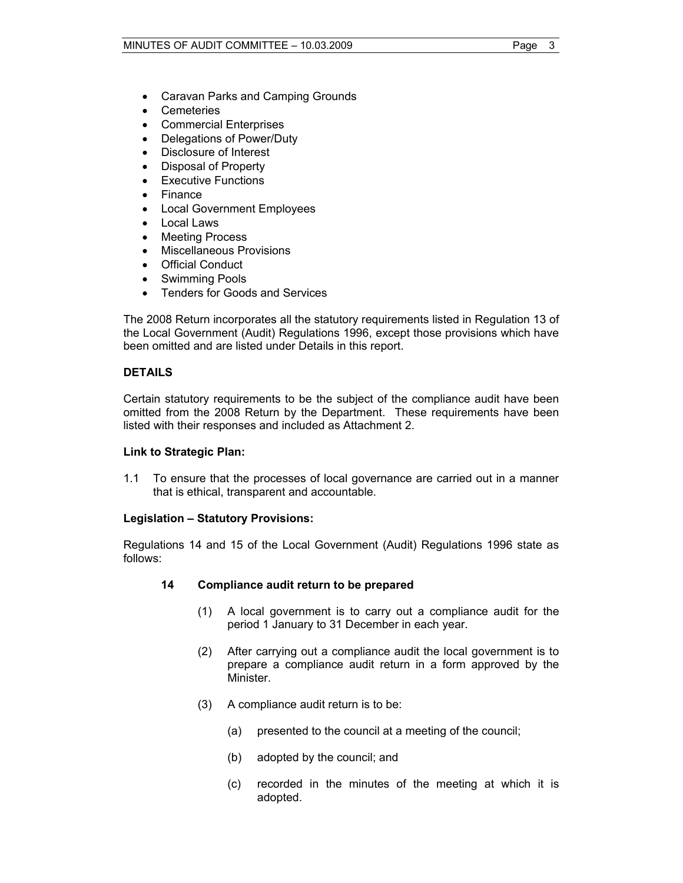- Caravan Parks and Camping Grounds
- Cemeteries
- Commercial Enterprises
- Delegations of Power/Duty
- Disclosure of Interest
- Disposal of Property
- Executive Functions
- Finance
- Local Government Employees
- Local Laws
- Meeting Process
- Miscellaneous Provisions
- Official Conduct
- Swimming Pools
- Tenders for Goods and Services

The 2008 Return incorporates all the statutory requirements listed in Regulation 13 of the Local Government (Audit) Regulations 1996, except those provisions which have been omitted and are listed under Details in this report.

**DETAILS**

Certain statutory requirements to be the subject of the compliance audit have been omitted from the 2008 Return by the Department. These requirements have been listed with their responses and included as Attachment 2.

**Link to Strategic Plan:**

1.1 To ensure that the processes of local governance are carried out in a manner that is ethical, transparent and accountable.

**Legislation – Statutory Provisions:**

Regulations 14 and 15 of the Local Government (Audit) Regulations 1996 state as follows:

> **14 Compliance audit return to be prepared**
>
> (1) A local government is to carry out a compliance audit for the period 1 January to 31 December in each year.
>
> (2) After carrying out a compliance audit the local government is to prepare a compliance audit return in a form approved by the Minister.
>
> (3) A compliance audit return is to be:
>
> (a) presented to the council at a meeting of the council;
>
> (b) adopted by the council; and
>
> (c) recorded in the minutes of the meeting at which it is adopted.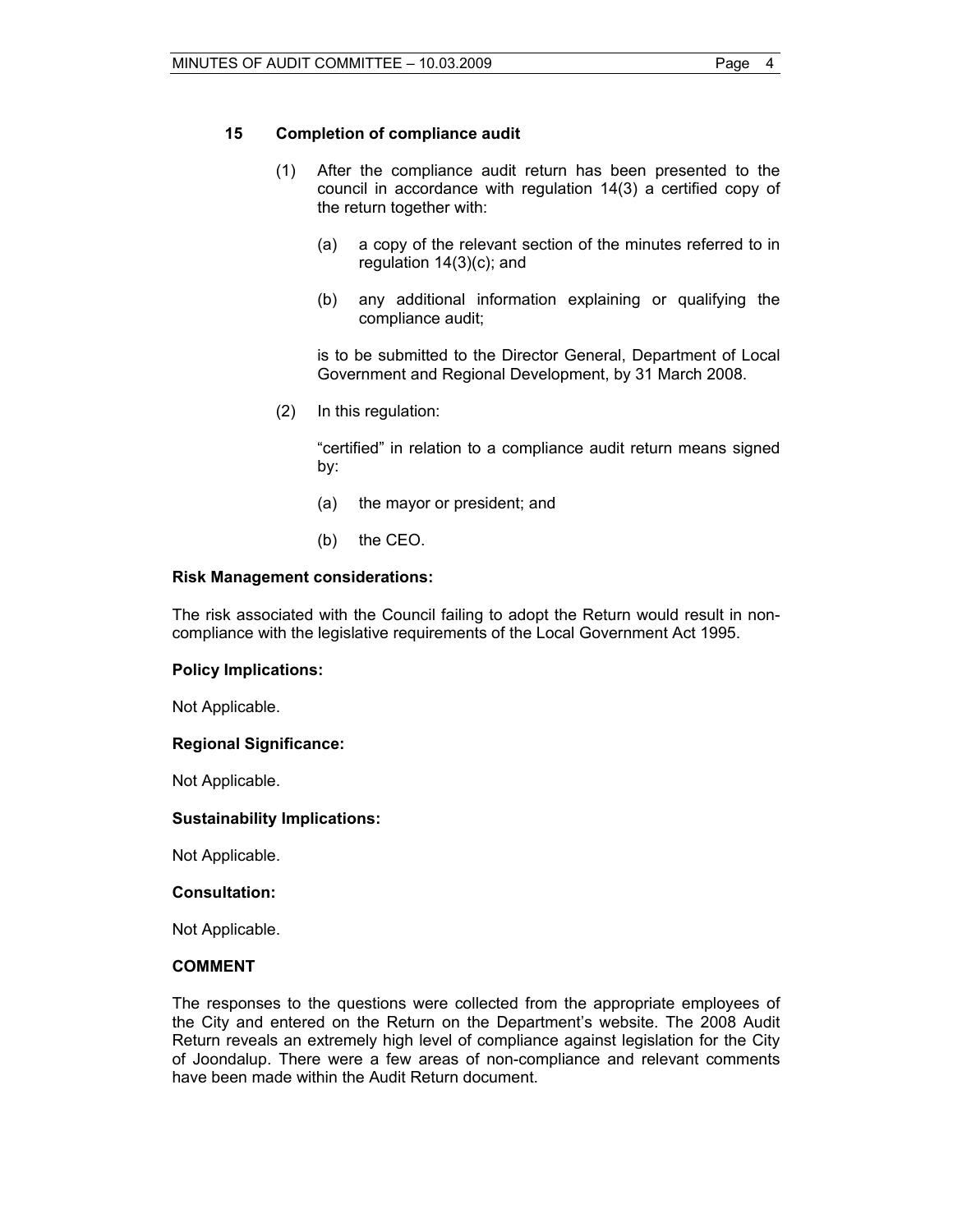**15 Completion of compliance audit**

(1) After the compliance audit return has been presented to the council in accordance with regulation 14(3) a certified copy of the return together with:

(a) a copy of the relevant section of the minutes referred to in regulation 14(3)(c); and

(b) any additional information explaining or qualifying the compliance audit;

is to be submitted to the Director General, Department of Local Government and Regional Development, by 31 March 2008.

(2) In this regulation:

"certified" in relation to a compliance audit return means signed by:

(a) the mayor or president; and

(b) the CEO.

**Risk Management considerations:**

The risk associated with the Council failing to adopt the Return would result in non-compliance with the legislative requirements of the Local Government Act 1995.

**Policy Implications:**

Not Applicable.

**Regional Significance:**

Not Applicable.

**Sustainability Implications:**

Not Applicable.

**Consultation:**

Not Applicable.

**COMMENT**

The responses to the questions were collected from the appropriate employees of the City and entered on the Return on the Department's website. The 2008 Audit Return reveals an extremely high level of compliance against legislation for the City of Joondalup. There were a few areas of non-compliance and relevant comments have been made within the Audit Return document.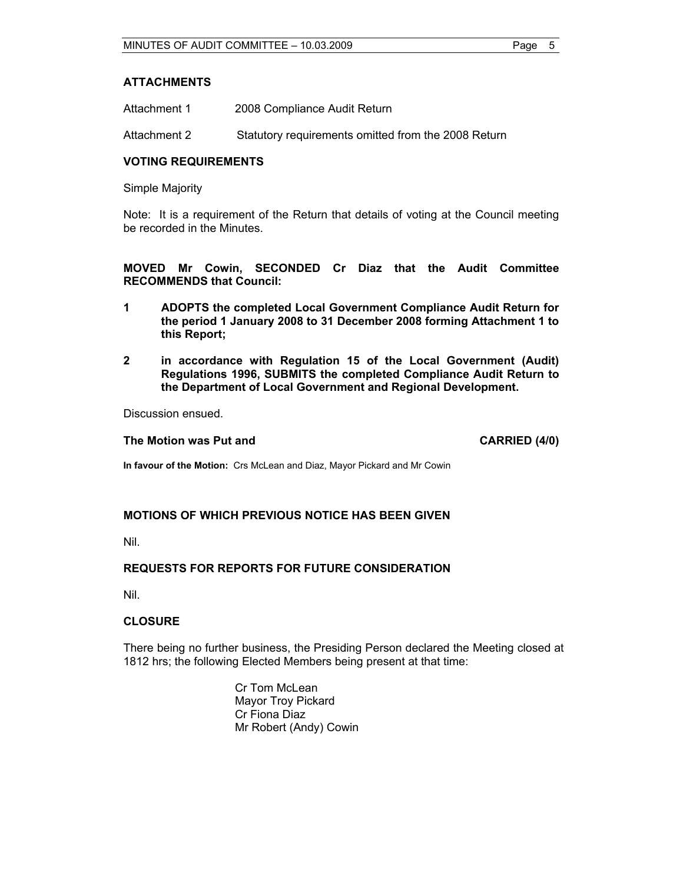## ATTACHMENTS

Attachment 1 2008 Compliance Audit Return

Attachment 2 Statutory requirements omitted from the 2008 Return

## VOTING REQUIREMENTS

Simple Majority

Note: It is a requirement of the Return that details of voting at the Council meeting be recorded in the Minutes.

**MOVED Mr Cowin, SECONDED Cr Diaz that the Audit Committee RECOMMENDS that Council:**

**1 ADOPTS the completed Local Government Compliance Audit Return for the period 1 January 2008 to 31 December 2008 forming Attachment 1 to this Report;**

**2 in accordance with Regulation 15 of the Local Government (Audit) Regulations 1996, SUBMITS the completed Compliance Audit Return to the Department of Local Government and Regional Development.**

Discussion ensued.

**The Motion was Put and CARRIED (4/0)**

**In favour of the Motion:** Crs McLean and Diaz, Mayor Pickard and Mr Cowin

## MOTIONS OF WHICH PREVIOUS NOTICE HAS BEEN GIVEN

Nil.

## REQUESTS FOR REPORTS FOR FUTURE CONSIDERATION

Nil.

## CLOSURE

There being no further business, the Presiding Person declared the Meeting closed at 1812 hrs; the following Elected Members being present at that time:

Cr Tom McLean
Mayor Troy Pickard
Cr Fiona Diaz
Mr Robert (Andy) Cowin